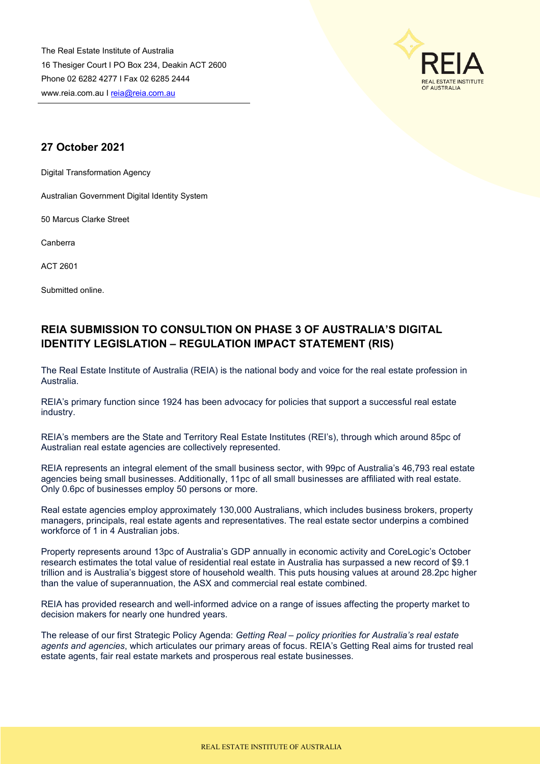The Real Estate Institute of Australia
16 Thesiger Court I PO Box 234, Deakin ACT 2600
Phone 02 6282 4277 I Fax 02 6285 2444
www.reia.com.au I reia@reia.com.au

**27 October 2021**

Digital Transformation Agency

Australian Government Digital Identity System

50 Marcus Clarke Street

Canberra

ACT 2601

Submitted online.

## REIA SUBMISSION TO CONSULTION ON PHASE 3 OF AUSTRALIA'S DIGITAL IDENTITY LEGISLATION – REGULATION IMPACT STATEMENT (RIS)

The Real Estate Institute of Australia (REIA) is the national body and voice for the real estate profession in Australia.

REIA's primary function since 1924 has been advocacy for policies that support a successful real estate industry.

REIA's members are the State and Territory Real Estate Institutes (REI's), through which around 85pc of Australian real estate agencies are collectively represented.

REIA represents an integral element of the small business sector, with 99pc of Australia's 46,793 real estate agencies being small businesses. Additionally, 11pc of all small businesses are affiliated with real estate. Only 0.6pc of businesses employ 50 persons or more.

Real estate agencies employ approximately 130,000 Australians, which includes business brokers, property managers, principals, real estate agents and representatives. The real estate sector underpins a combined workforce of 1 in 4 Australian jobs.

Property represents around 13pc of Australia's GDP annually in economic activity and CoreLogic's October research estimates the total value of residential real estate in Australia has surpassed a new record of $9.1 trillion and is Australia's biggest store of household wealth. This puts housing values at around 28.2pc higher than the value of superannuation, the ASX and commercial real estate combined.

REIA has provided research and well-informed advice on a range of issues affecting the property market to decision makers for nearly one hundred years.

The release of our first Strategic Policy Agenda: *Getting Real – policy priorities for Australia's real estate agents and agencies*, which articulates our primary areas of focus. REIA's Getting Real aims for trusted real estate agents, fair real estate markets and prosperous real estate businesses.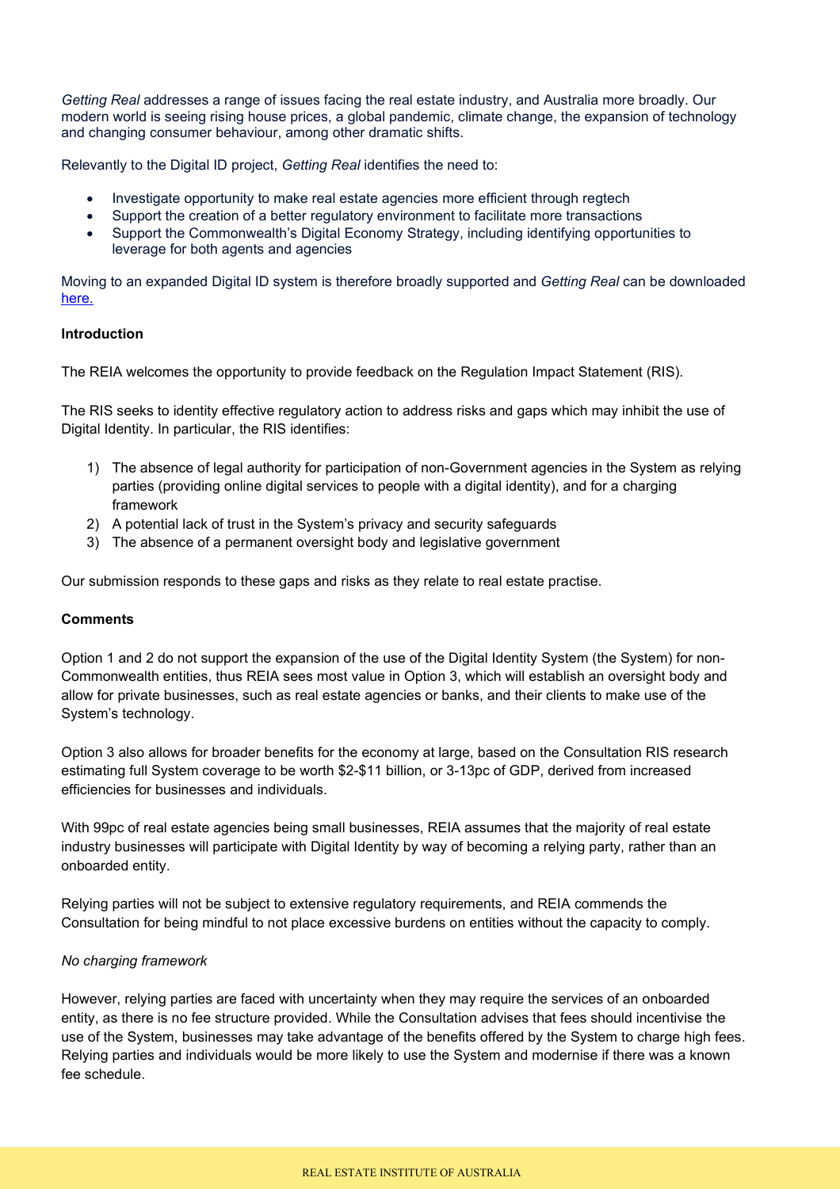*Getting Real* addresses a range of issues facing the real estate industry, and Australia more broadly. Our modern world is seeing rising house prices, a global pandemic, climate change, the expansion of technology and changing consumer behaviour, among other dramatic shifts.

Relevantly to the Digital ID project, *Getting Real* identifies the need to:

- Investigate opportunity to make real estate agencies more efficient through regtech
- Support the creation of a better regulatory environment to facilitate more transactions
- Support the Commonwealth's Digital Economy Strategy, including identifying opportunities to leverage for both agents and agencies

Moving to an expanded Digital ID system is therefore broadly supported and *Getting Real* can be downloaded here.

**Introduction**

The REIA welcomes the opportunity to provide feedback on the Regulation Impact Statement (RIS).

The RIS seeks to identity effective regulatory action to address risks and gaps which may inhibit the use of Digital Identity. In particular, the RIS identifies:

1) The absence of legal authority for participation of non-Government agencies in the System as relying parties (providing online digital services to people with a digital identity), and for a charging framework
2) A potential lack of trust in the System's privacy and security safeguards
3) The absence of a permanent oversight body and legislative government

Our submission responds to these gaps and risks as they relate to real estate practise.

**Comments**

Option 1 and 2 do not support the expansion of the use of the Digital Identity System (the System) for non-Commonwealth entities, thus REIA sees most value in Option 3, which will establish an oversight body and allow for private businesses, such as real estate agencies or banks, and their clients to make use of the System's technology.

Option 3 also allows for broader benefits for the economy at large, based on the Consultation RIS research estimating full System coverage to be worth $2-$11 billion, or 3-13pc of GDP, derived from increased efficiencies for businesses and individuals.

With 99pc of real estate agencies being small businesses, REIA assumes that the majority of real estate industry businesses will participate with Digital Identity by way of becoming a relying party, rather than an onboarded entity.

Relying parties will not be subject to extensive regulatory requirements, and REIA commends the Consultation for being mindful to not place excessive burdens on entities without the capacity to comply.

*No charging framework*

However, relying parties are faced with uncertainty when they may require the services of an onboarded entity, as there is no fee structure provided. While the Consultation advises that fees should incentivise the use of the System, businesses may take advantage of the benefits offered by the System to charge high fees. Relying parties and individuals would be more likely to use the System and modernise if there was a known fee schedule.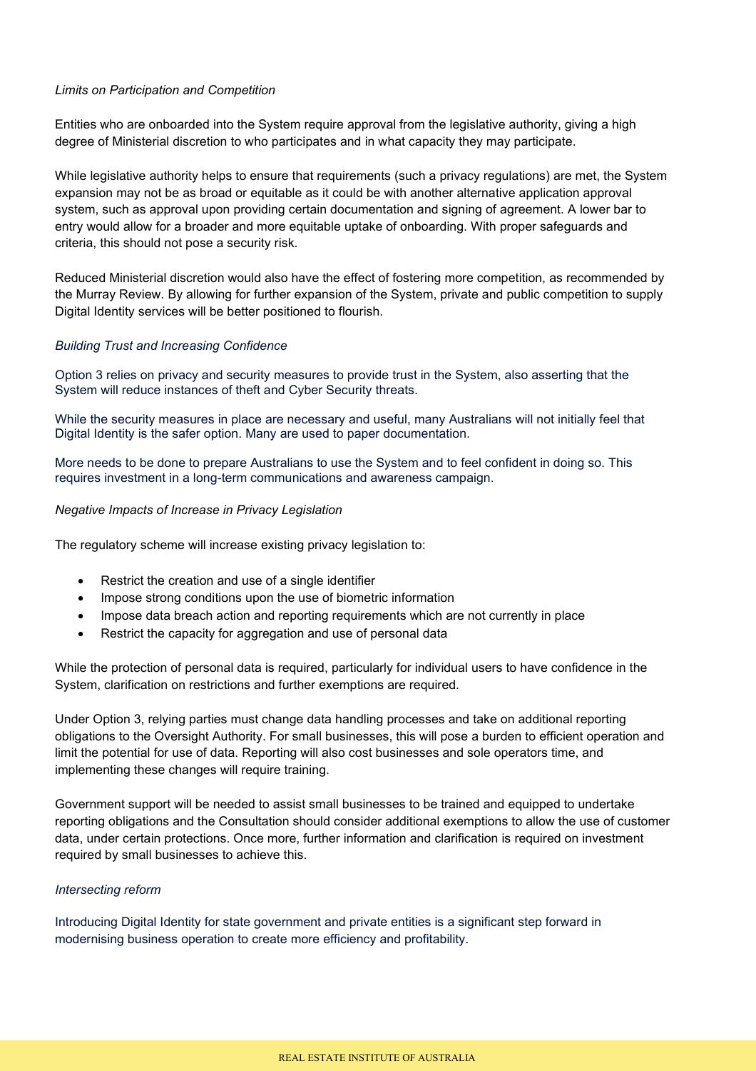*Limits on Participation and Competition*

Entities who are onboarded into the System require approval from the legislative authority, giving a high degree of Ministerial discretion to who participates and in what capacity they may participate.

While legislative authority helps to ensure that requirements (such a privacy regulations) are met, the System expansion may not be as broad or equitable as it could be with another alternative application approval system, such as approval upon providing certain documentation and signing of agreement. A lower bar to entry would allow for a broader and more equitable uptake of onboarding. With proper safeguards and criteria, this should not pose a security risk.

Reduced Ministerial discretion would also have the effect of fostering more competition, as recommended by the Murray Review. By allowing for further expansion of the System, private and public competition to supply Digital Identity services will be better positioned to flourish.

*Building Trust and Increasing Confidence*

Option 3 relies on privacy and security measures to provide trust in the System, also asserting that the System will reduce instances of theft and Cyber Security threats.

While the security measures in place are necessary and useful, many Australians will not initially feel that Digital Identity is the safer option. Many are used to paper documentation.

More needs to be done to prepare Australians to use the System and to feel confident in doing so. This requires investment in a long-term communications and awareness campaign.

*Negative Impacts of Increase in Privacy Legislation*

The regulatory scheme will increase existing privacy legislation to:

- Restrict the creation and use of a single identifier
- Impose strong conditions upon the use of biometric information
- Impose data breach action and reporting requirements which are not currently in place
- Restrict the capacity for aggregation and use of personal data

While the protection of personal data is required, particularly for individual users to have confidence in the System, clarification on restrictions and further exemptions are required.

Under Option 3, relying parties must change data handling processes and take on additional reporting obligations to the Oversight Authority. For small businesses, this will pose a burden to efficient operation and limit the potential for use of data. Reporting will also cost businesses and sole operators time, and implementing these changes will require training.

Government support will be needed to assist small businesses to be trained and equipped to undertake reporting obligations and the Consultation should consider additional exemptions to allow the use of customer data, under certain protections. Once more, further information and clarification is required on investment required by small businesses to achieve this.

*Intersecting reform*

Introducing Digital Identity for state government and private entities is a significant step forward in modernising business operation to create more efficiency and profitability.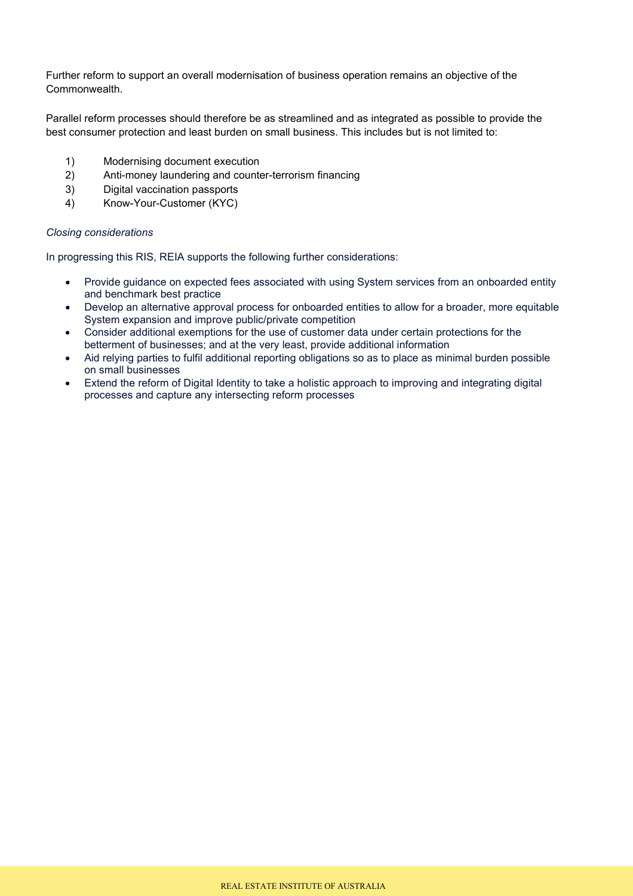Further reform to support an overall modernisation of business operation remains an objective of the Commonwealth.

Parallel reform processes should therefore be as streamlined and as integrated as possible to provide the best consumer protection and least burden on small business. This includes but is not limited to:

1) Modernising document execution
2) Anti-money laundering and counter-terrorism financing
3) Digital vaccination passports
4) Know-Your-Customer (KYC)

*Closing considerations*

In progressing this RIS, REIA supports the following further considerations:

- Provide guidance on expected fees associated with using System services from an onboarded entity and benchmark best practice
- Develop an alternative approval process for onboarded entities to allow for a broader, more equitable System expansion and improve public/private competition
- Consider additional exemptions for the use of customer data under certain protections for the betterment of businesses; and at the very least, provide additional information
- Aid relying parties to fulfil additional reporting obligations so as to place as minimal burden possible on small businesses
- Extend the reform of Digital Identity to take a holistic approach to improving and integrating digital processes and capture any intersecting reform processes